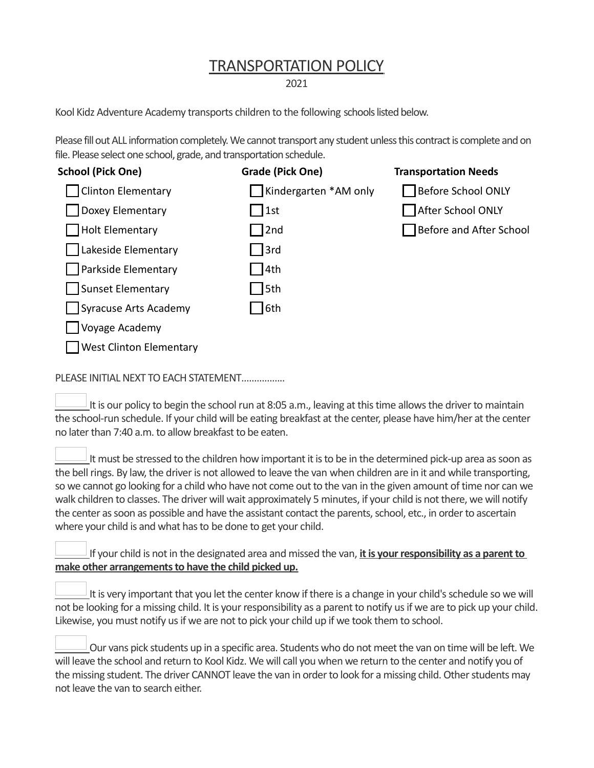# TRANSPORTATION POLICY

2021

Kool Kidz Adventure Academy transports children to the following schools listed below.

Please fill out ALL information completely. We cannot transport any student unless this contract is complete and on file. Please select one school, grade, and transportation schedule.

| School (Pick One) | Grade (Pick One) | Transportation Needs |
|---|---|---|
| ☐ Clinton Elementary | ☐ Kindergarten *AM only | ☐ Before School ONLY |
| ☐ Doxey Elementary | ☐ 1st | ☐ After School ONLY |
| ☐ Holt Elementary | ☐ 2nd | ☐ Before and After School |
| ☐ Lakeside Elementary | ☐ 3rd | |
| ☐ Parkside Elementary | ☐ 4th | |
| ☐ Sunset Elementary | ☐ 5th | |
| ☐ Syracuse Arts Academy | ☐ 6th | |
| ☐ Voyage Academy | | |
| ☐ West Clinton Elementary | | |

PLEASE INITIAL NEXT TO EACH STATEMENT.................

______ It is our policy to begin the school run at 8:05 a.m., leaving at this time allows the driver to maintain the school-run schedule. If your child will be eating breakfast at the center, please have him/her at the center no later than 7:40 a.m. to allow breakfast to be eaten.

______ It must be stressed to the children how important it is to be in the determined pick-up area as soon as the bell rings. By law, the driver is not allowed to leave the van when children are in it and while transporting, so we cannot go looking for a child who have not come out to the van in the given amount of time nor can we walk children to classes. The driver will wait approximately 5 minutes, if your child is not there, we will notify the center as soon as possible and have the assistant contact the parents, school, etc., in order to ascertain where your child is and what has to be done to get your child.

______ If your child is not in the designated area and missed the van, **it is your responsibility as a parent to make other arrangements to have the child picked up.**

______ It is very important that you let the center know if there is a change in your child's schedule so we will not be looking for a missing child. It is your responsibility as a parent to notify us if we are to pick up your child. Likewise, you must notify us if we are not to pick your child up if we took them to school.

______ Our vans pick students up in a specific area. Students who do not meet the van on time will be left. We will leave the school and return to Kool Kidz. We will call you when we return to the center and notify you of the missing student. The driver CANNOT leave the van in order to look for a missing child. Other students may not leave the van to search either.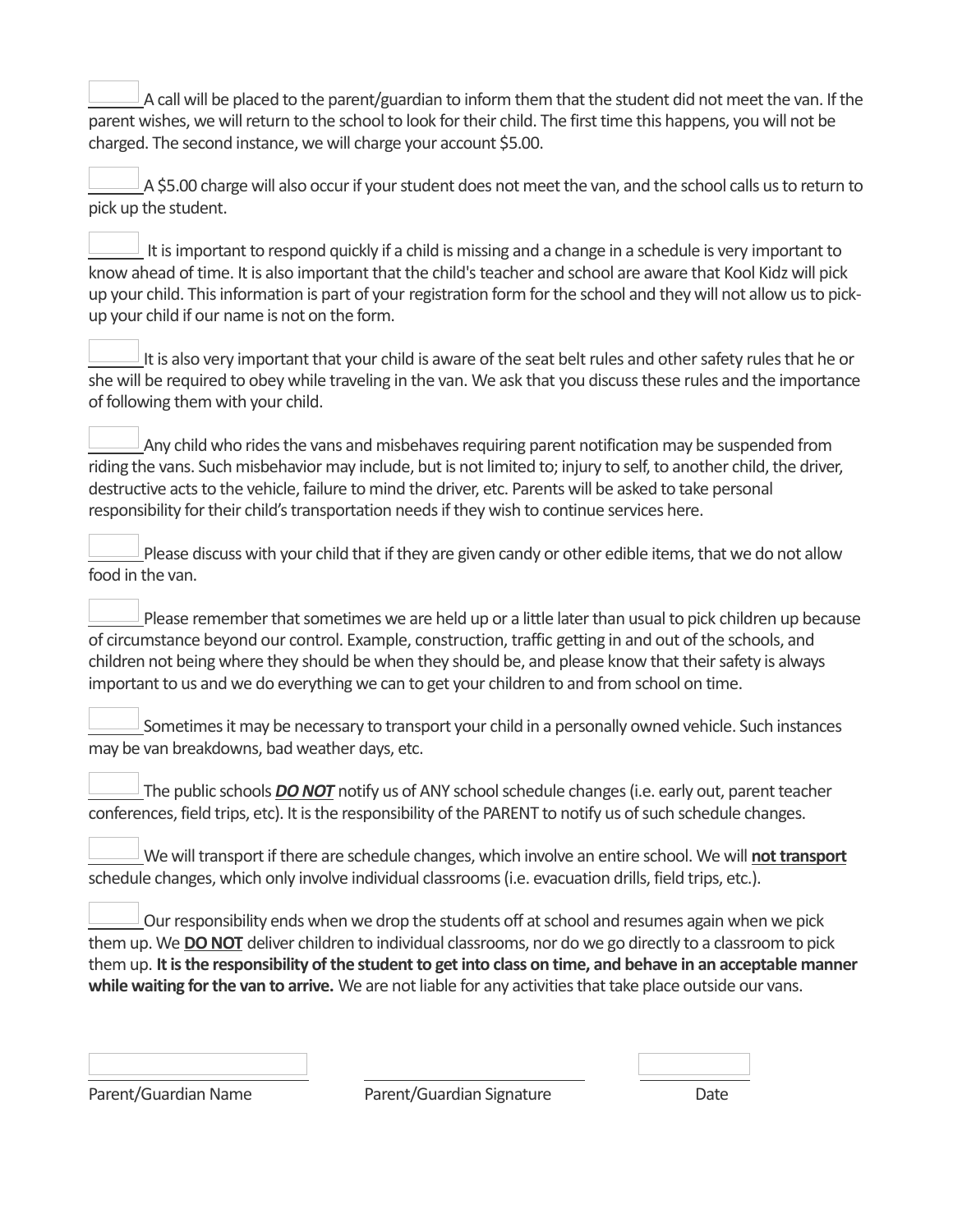______ A call will be placed to the parent/guardian to inform them that the student did not meet the van. If the parent wishes, we will return to the school to look for their child. The first time this happens, you will not be charged. The second instance, we will charge your account $5.00.

______ A $5.00 charge will also occur if your student does not meet the van, and the school calls us to return to pick up the student.

______ It is important to respond quickly if a child is missing and a change in a schedule is very important to know ahead of time. It is also important that the child's teacher and school are aware that Kool Kidz will pick up your child. This information is part of your registration form for the school and they will not allow us to pick-up your child if our name is not on the form.

______ It is also very important that your child is aware of the seat belt rules and other safety rules that he or she will be required to obey while traveling in the van. We ask that you discuss these rules and the importance of following them with your child.

______ Any child who rides the vans and misbehaves requiring parent notification may be suspended from riding the vans. Such misbehavior may include, but is not limited to; injury to self, to another child, the driver, destructive acts to the vehicle, failure to mind the driver, etc. Parents will be asked to take personal responsibility for their child's transportation needs if they wish to continue services here.

______ Please discuss with your child that if they are given candy or other edible items, that we do not allow food in the van.

______ Please remember that sometimes we are held up or a little later than usual to pick children up because of circumstance beyond our control. Example, construction, traffic getting in and out of the schools, and children not being where they should be when they should be, and please know that their safety is always important to us and we do everything we can to get your children to and from school on time.

______ Sometimes it may be necessary to transport your child in a personally owned vehicle. Such instances may be van breakdowns, bad weather days, etc.

______ The public schools ***<u>DO NOT</u>*** notify us of ANY school schedule changes (i.e. early out, parent teacher conferences, field trips, etc). It is the responsibility of the PARENT to notify us of such schedule changes.

______ We will transport if there are schedule changes, which involve an entire school. We will **<u>not transport</u>** schedule changes, which only involve individual classrooms (i.e. evacuation drills, field trips, etc.).

______ Our responsibility ends when we drop the students off at school and resumes again when we pick them up. We **<u>DO NOT</u>** deliver children to individual classrooms, nor do we go directly to a classroom to pick them up. **It is the responsibility of the student to get into class on time, and behave in an acceptable manner while waiting for the van to arrive.** We are not liable for any activities that take place outside our vans.

| | | |
|---|---|---|
| ______________________ | ______________________ | __________ |
| Parent/Guardian Name | Parent/Guardian Signature | Date |